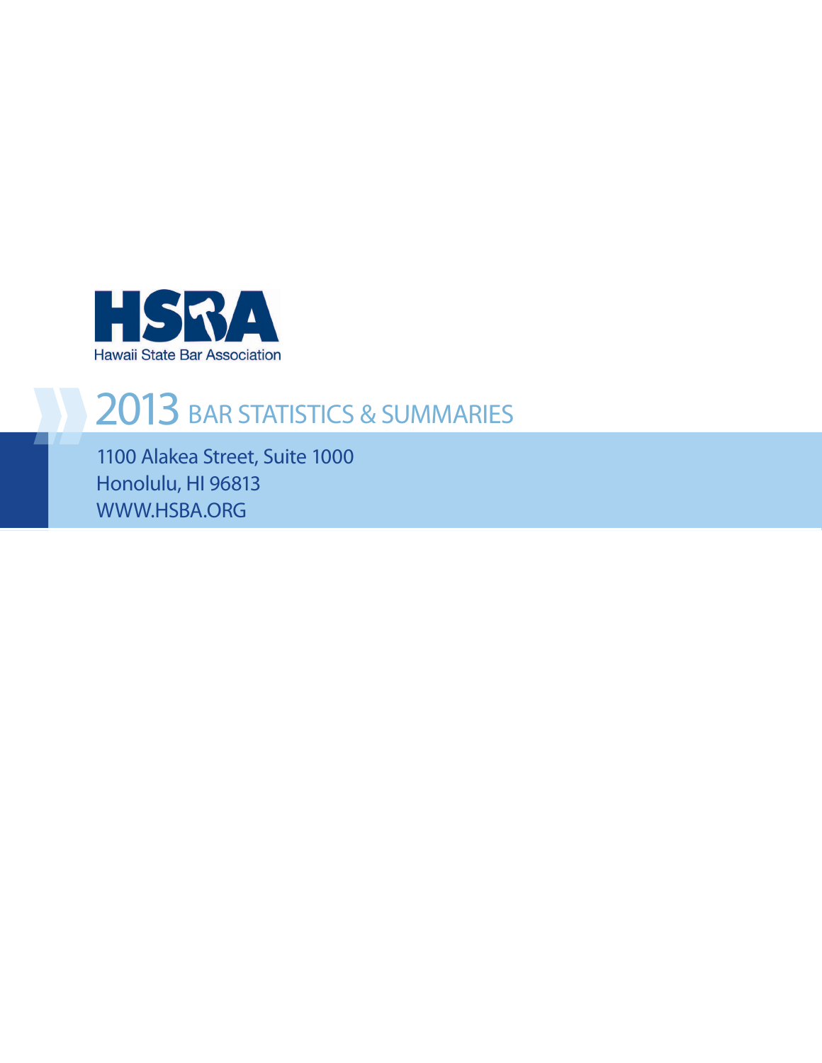HSBA

Hawaii State Bar Association

# 2013 BAR STATISTICS & SUMMARIES

1100 Alakea Street, Suite 1000
Honolulu, HI 96813
WWW.HSBA.ORG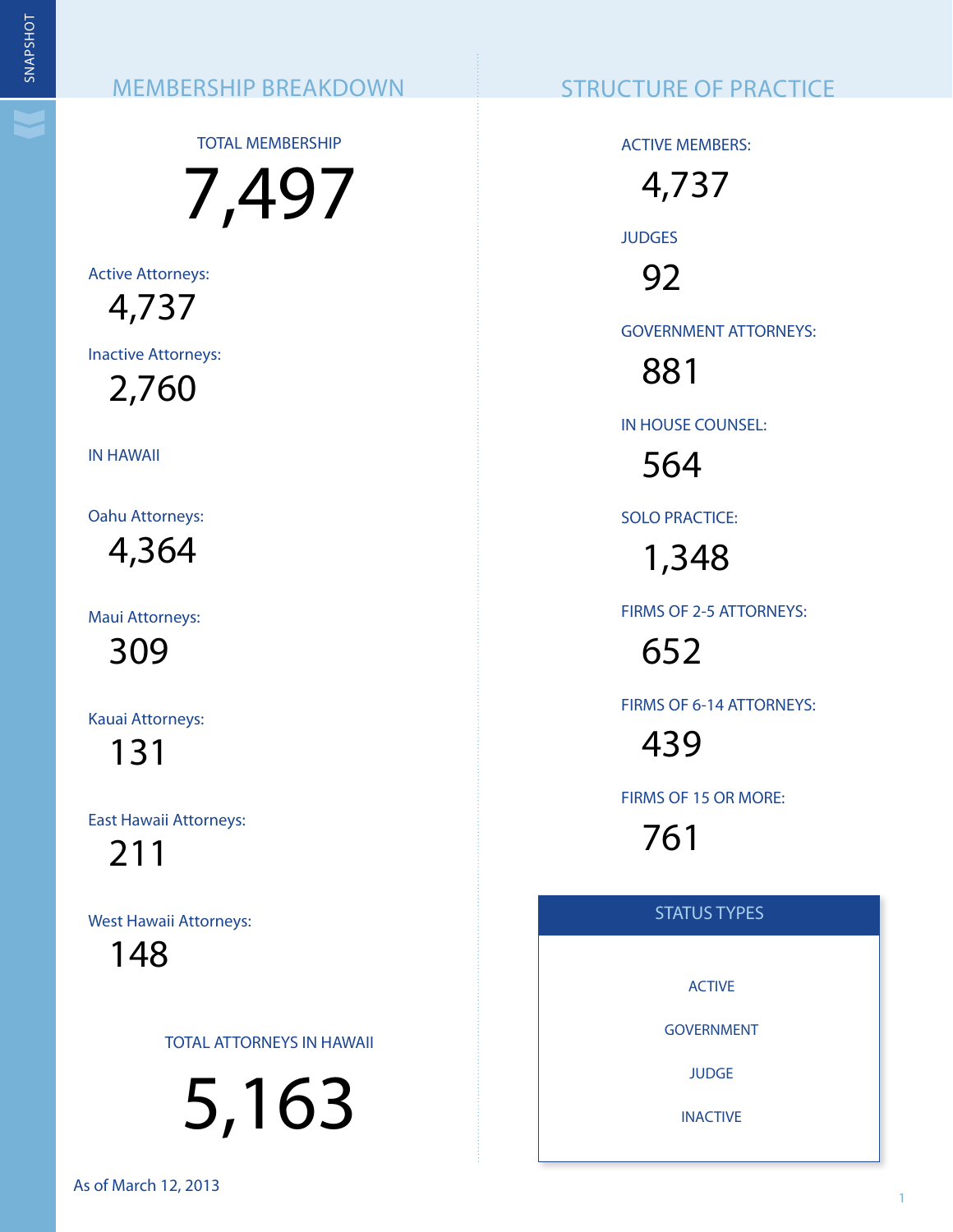## MEMBERSHIP BREAKDOWN

TOTAL MEMBERSHIP

**7,497**

Active Attorneys:

4,737

Inactive Attorneys:

2,760

IN HAWAII

Oahu Attorneys:

4,364

Maui Attorneys:

309

Kauai Attorneys:

131

East Hawaii Attorneys:

211

West Hawaii Attorneys:

148

TOTAL ATTORNEYS IN HAWAII

**5,163**

As of March 12, 2013

## STRUCTURE OF PRACTICE

ACTIVE MEMBERS:

4,737

JUDGES

92

GOVERNMENT ATTORNEYS:

881

IN HOUSE COUNSEL:

564

SOLO PRACTICE:

1,348

FIRMS OF 2-5 ATTORNEYS:

652

FIRMS OF 6-14 ATTORNEYS:

439

FIRMS OF 15 OR MORE:

761

### STATUS TYPES

- ACTIVE
- GOVERNMENT
- JUDGE
- INACTIVE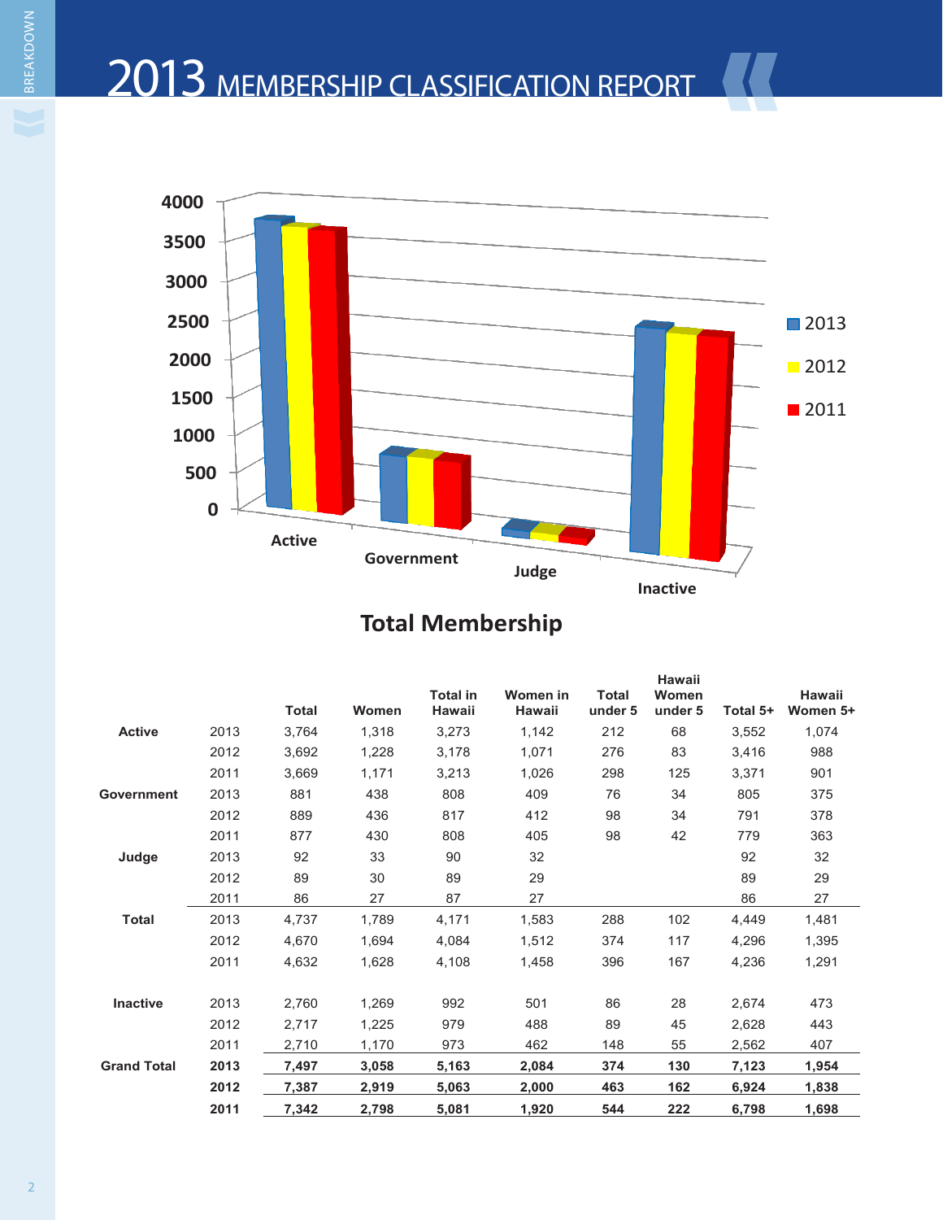# 2013 MEMBERSHIP CLASSIFICATION REPORT

**Total Membership**

| | | Total | Women | Total in Hawaii | Women in Hawaii | Total under 5 | Hawaii Women under 5 | Total 5+ | Hawaii Women 5+ |
|---|---|---|---|---|---|---|---|---|---|
| **Active** | 2013 | 3,764 | 1,318 | 3,273 | 1,142 | 212 | 68 | 3,552 | 1,074 |
| | 2012 | 3,692 | 1,228 | 3,178 | 1,071 | 276 | 83 | 3,416 | 988 |
| | 2011 | 3,669 | 1,171 | 3,213 | 1,026 | 298 | 125 | 3,371 | 901 |
| **Government** | 2013 | 881 | 438 | 808 | 409 | 76 | 34 | 805 | 375 |
| | 2012 | 889 | 436 | 817 | 412 | 98 | 34 | 791 | 378 |
| | 2011 | 877 | 430 | 808 | 405 | 98 | 42 | 779 | 363 |
| **Judge** | 2013 | 92 | 33 | 90 | 32 | | | 92 | 32 |
| | 2012 | 89 | 30 | 89 | 29 | | | 89 | 29 |
| | 2011 | 86 | 27 | 87 | 27 | | | 86 | 27 |
| **Total** | 2013 | 4,737 | 1,789 | 4,171 | 1,583 | 288 | 102 | 4,449 | 1,481 |
| | 2012 | 4,670 | 1,694 | 4,084 | 1,512 | 374 | 117 | 4,296 | 1,395 |
| | 2011 | 4,632 | 1,628 | 4,108 | 1,458 | 396 | 167 | 4,236 | 1,291 |
| **Inactive** | 2013 | 2,760 | 1,269 | 992 | 501 | 86 | 28 | 2,674 | 473 |
| | 2012 | 2,717 | 1,225 | 979 | 488 | 89 | 45 | 2,628 | 443 |
| | 2011 | 2,710 | 1,170 | 973 | 462 | 148 | 55 | 2,562 | 407 |
| **Grand Total** | **2013** | **7,497** | **3,058** | **5,163** | **2,084** | **374** | **130** | **7,123** | **1,954** |
| | **2012** | **7,387** | **2,919** | **5,063** | **2,000** | **463** | **162** | **6,924** | **1,838** |
| | **2011** | **7,342** | **2,798** | **5,081** | **1,920** | **544** | **222** | **6,798** | **1,698** |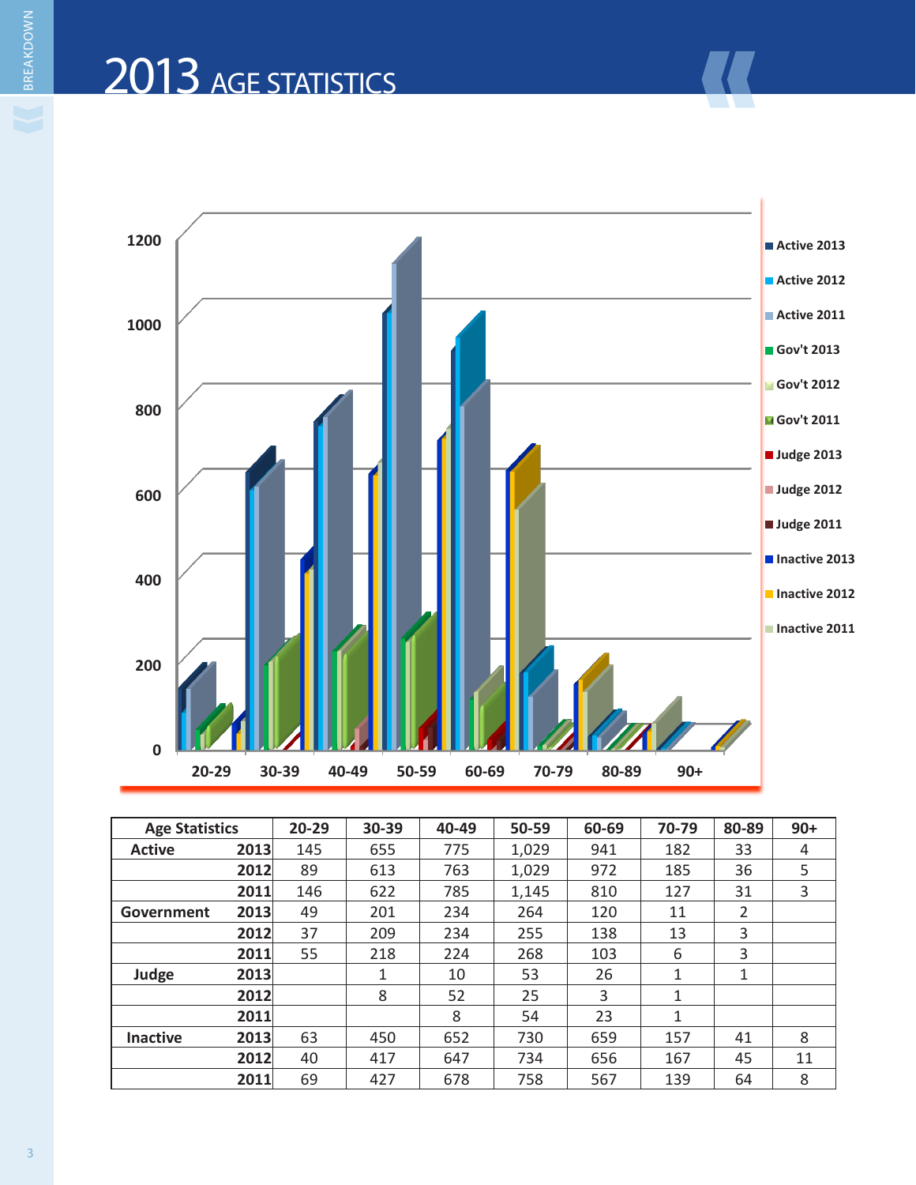# 2013 AGE STATISTICS

| Age Statistics | | 20-29 | 30-39 | 40-49 | 50-59 | 60-69 | 70-79 | 80-89 | 90+ |
|---|---|---|---|---|---|---|---|---|---|
| Active | 2013 | 145 | 655 | 775 | 1,029 | 941 | 182 | 33 | 4 |
| | 2012 | 89 | 613 | 763 | 1,029 | 972 | 185 | 36 | 5 |
| | 2011 | 146 | 622 | 785 | 1,145 | 810 | 127 | 31 | 3 |
| Government | 2013 | 49 | 201 | 234 | 264 | 120 | 11 | 2 | |
| | 2012 | 37 | 209 | 234 | 255 | 138 | 13 | 3 | |
| | 2011 | 55 | 218 | 224 | 268 | 103 | 6 | 3 | |
| Judge | 2013 | | 1 | 10 | 53 | 26 | 1 | 1 | |
| | 2012 | | 8 | 52 | 25 | 3 | 1 | | |
| | 2011 | | | 8 | 54 | 23 | 1 | | |
| Inactive | 2013 | 63 | 450 | 652 | 730 | 659 | 157 | 41 | 8 |
| | 2012 | 40 | 417 | 647 | 734 | 656 | 167 | 45 | 11 |
| | 2011 | 69 | 427 | 678 | 758 | 567 | 139 | 64 | 8 |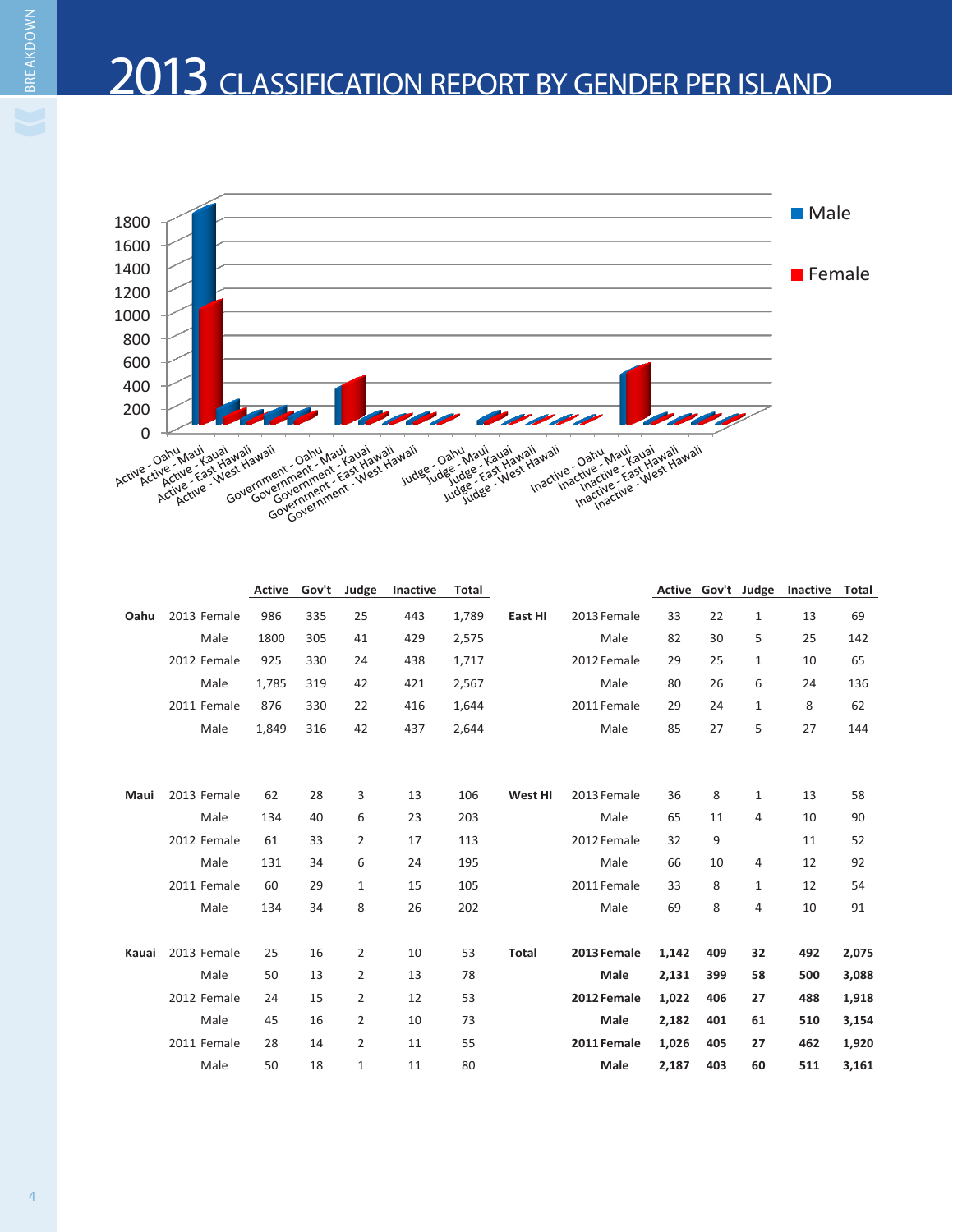# 2013 CLASSIFICATION REPORT BY GENDER PER ISLAND

| | | Active | Gov't | Judge | Inactive | Total |
|---|---|---|---|---|---|---|
| Oahu | 2013 Female | 986 | 335 | 25 | 443 | 1,789 |
| | Male | 1800 | 305 | 41 | 429 | 2,575 |
| | 2012 Female | 925 | 330 | 24 | 438 | 1,717 |
| | Male | 1,785 | 319 | 42 | 421 | 2,567 |
| | 2011 Female | 876 | 330 | 22 | 416 | 1,644 |
| | Male | 1,849 | 316 | 42 | 437 | 2,644 |
| Maui | 2013 Female | 62 | 28 | 3 | 13 | 106 |
| | Male | 134 | 40 | 6 | 23 | 203 |
| | 2012 Female | 61 | 33 | 2 | 17 | 113 |
| | Male | 131 | 34 | 6 | 24 | 195 |
| | 2011 Female | 60 | 29 | 1 | 15 | 105 |
| | Male | 134 | 34 | 8 | 26 | 202 |
| Kauai | 2013 Female | 25 | 16 | 2 | 10 | 53 |
| | Male | 50 | 13 | 2 | 13 | 78 |
| | 2012 Female | 24 | 15 | 2 | 12 | 53 |
| | Male | 45 | 16 | 2 | 10 | 73 |
| | 2011 Female | 28 | 14 | 2 | 11 | 55 |
| | Male | 50 | 18 | 1 | 11 | 80 |

| | | Active | Gov't | Judge | Inactive | Total |
|---|---|---|---|---|---|---|
| East HI | 2013 Female | 33 | 22 | 1 | 13 | 69 |
| | Male | 82 | 30 | 5 | 25 | 142 |
| | 2012 Female | 29 | 25 | 1 | 10 | 65 |
| | Male | 80 | 26 | 6 | 24 | 136 |
| | 2011 Female | 29 | 24 | 1 | 8 | 62 |
| | Male | 85 | 27 | 5 | 27 | 144 |
| West HI | 2013 Female | 36 | 8 | 1 | 13 | 58 |
| | Male | 65 | 11 | 4 | 10 | 90 |
| | 2012 Female | 32 | 9 | | 11 | 52 |
| | Male | 66 | 10 | 4 | 12 | 92 |
| | 2011 Female | 33 | 8 | 1 | 12 | 54 |
| | Male | 69 | 8 | 4 | 10 | 91 |
| **Total** | **2013 Female** | **1,142** | **409** | **32** | **492** | **2,075** |
| | **Male** | **2,131** | **399** | **58** | **500** | **3,088** |
| | **2012 Female** | **1,022** | **406** | **27** | **488** | **1,918** |
| | **Male** | **2,182** | **401** | **61** | **510** | **3,154** |
| | **2011 Female** | **1,026** | **405** | **27** | **462** | **1,920** |
| | **Male** | **2,187** | **403** | **60** | **511** | **3,161** |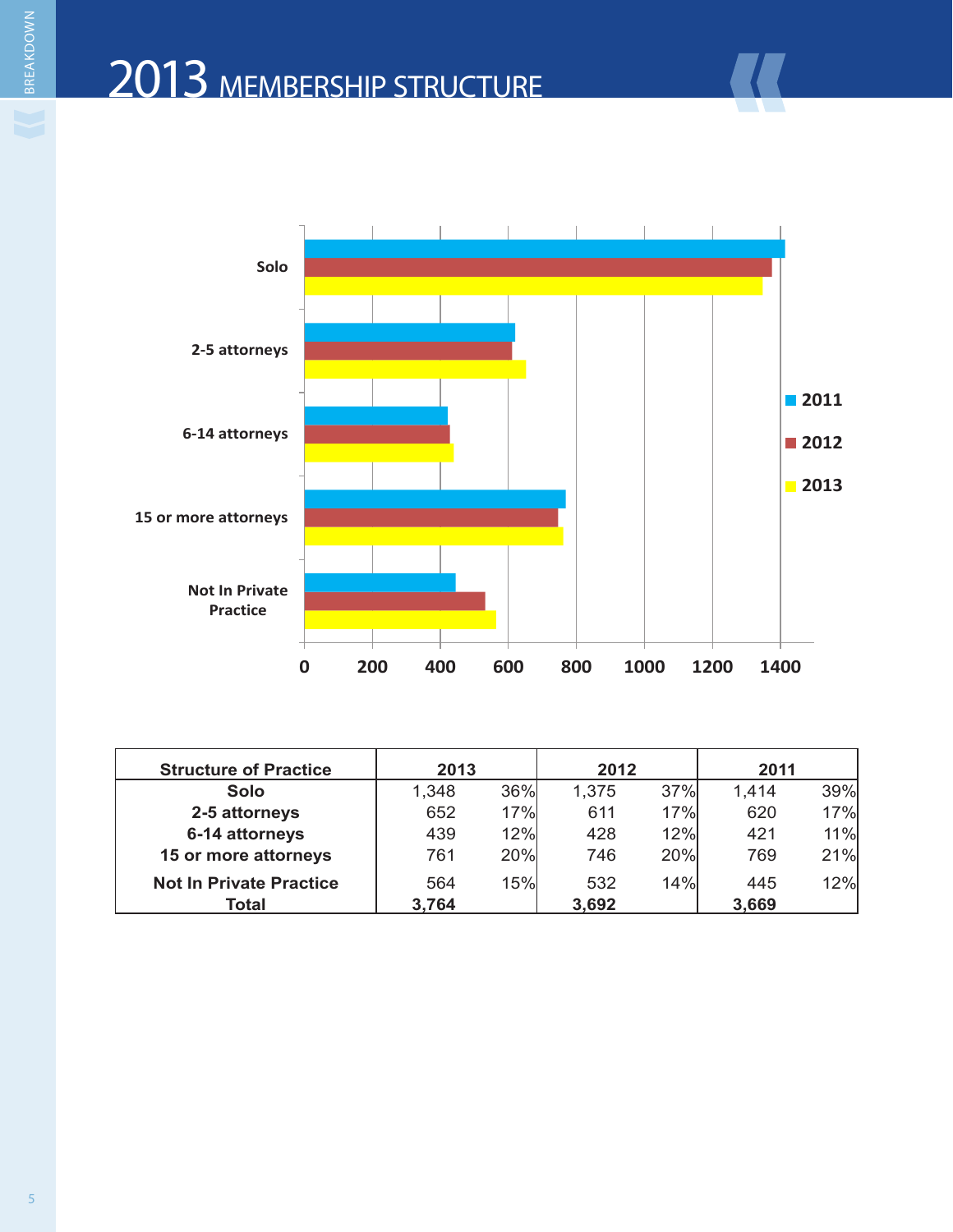# 2013 MEMBERSHIP STRUCTURE

| Structure of Practice | 2013 | | 2012 | | 2011 | |
|---|---|---|---|---|---|---|
| Solo | 1,348 | 36% | 1,375 | 37% | 1,414 | 39% |
| 2-5 attorneys | 652 | 17% | 611 | 17% | 620 | 17% |
| 6-14 attorneys | 439 | 12% | 428 | 12% | 421 | 11% |
| 15 or more attorneys | 761 | 20% | 746 | 20% | 769 | 21% |
| Not In Private Practice | 564 | 15% | 532 | 14% | 445 | 12% |
| Total | **3,764** | | **3,692** | | **3,669** | |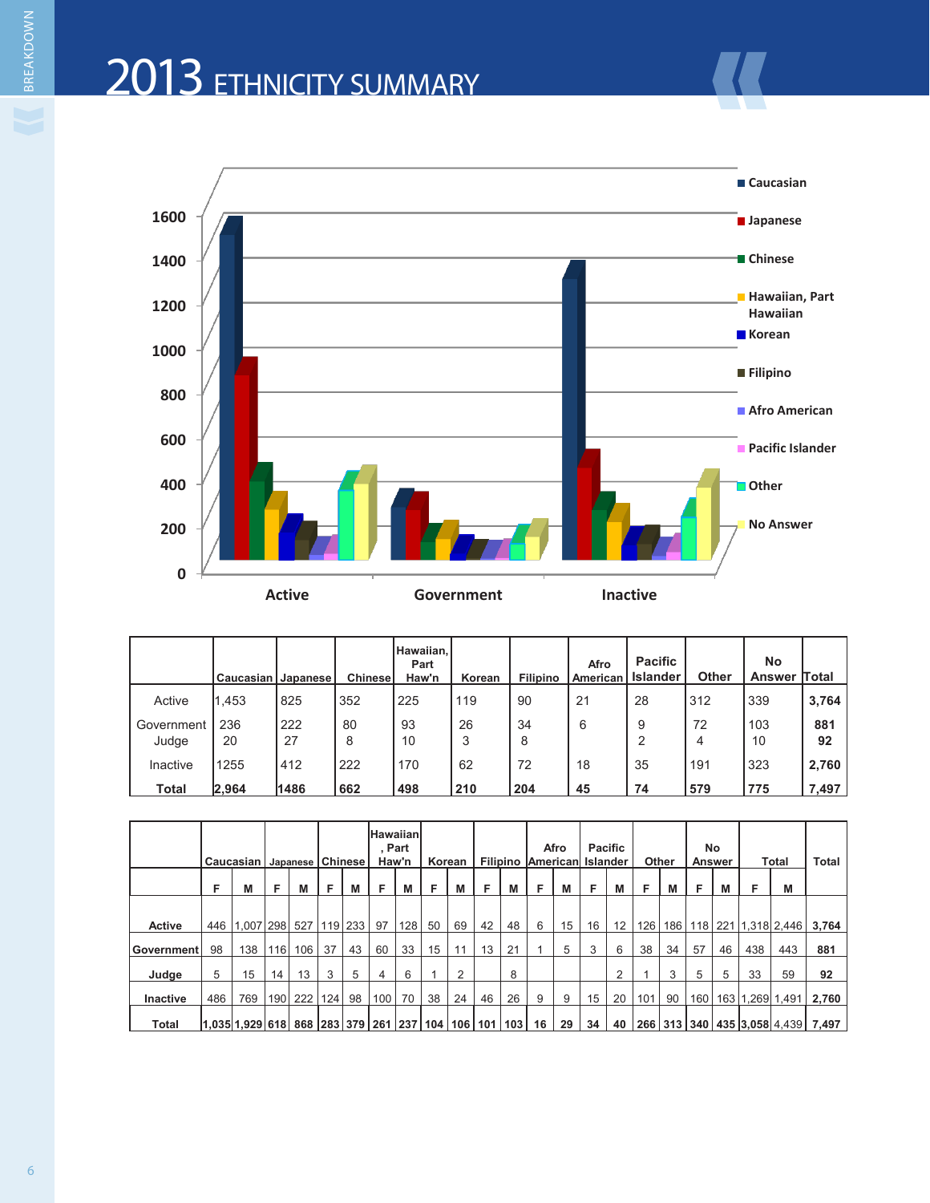# 2013 ETHNICITY SUMMARY

| | Caucasian | Japanese | Chinese | Hawaiian, Part Haw'n | Korean | Filipino | Afro American | Pacific Islander | Other | No Answer | Total |
|---|---|---|---|---|---|---|---|---|---|---|---|
| Active | 1,453 | 825 | 352 | 225 | 119 | 90 | 21 | 28 | 312 | 339 | **3,764** |
| Government | 236 | 222 | 80 | 93 | 26 | 34 | 6 | 9 | 72 | 103 | **881** |
| Judge | 20 | 27 | 8 | 10 | 3 | 8 | | 2 | 4 | 10 | **92** |
| Inactive | 1255 | 412 | 222 | 170 | 62 | 72 | 18 | 35 | 191 | 323 | **2,760** |
| **Total** | **2,964** | **1486** | **662** | **498** | **210** | **204** | **45** | **74** | **579** | **775** | **7,497** |

| | Caucasian | | Japanese | | Chinese | | Hawaiian, Part Haw'n | | Korean | | Filipino | | Afro American | | Pacific Islander | | Other | | No Answer | | Total | | Total |
|---|---|---|---|---|---|---|---|---|---|---|---|---|---|---|---|---|---|---|---|---|---|---|---|
| | F | M | F | M | F | M | F | M | F | M | F | M | F | M | F | M | F | M | F | M | F | M | |
| **Active** | 446 | 1,007 | 298 | 527 | 119 | 233 | 97 | 128 | 50 | 69 | 42 | 48 | 6 | 15 | 16 | 12 | 126 | 186 | 118 | 221 | 1,318 | 2,446 | **3,764** |
| **Government** | 98 | 138 | 116 | 106 | 37 | 43 | 60 | 33 | 15 | 11 | 13 | 21 | 1 | 5 | 3 | 6 | 38 | 34 | 57 | 46 | 438 | 443 | **881** |
| **Judge** | 5 | 15 | 14 | 13 | 3 | 5 | 4 | 6 | 1 | 2 | | 8 | | | | 2 | 1 | 3 | 5 | 5 | 33 | 59 | **92** |
| **Inactive** | 486 | 769 | 190 | 222 | 124 | 98 | 100 | 70 | 38 | 24 | 46 | 26 | 9 | 9 | 15 | 20 | 101 | 90 | 160 | 163 | 1,269 | 1,491 | **2,760** |
| **Total** | **1,035** | **1,929** | **618** | **868** | **283** | **379** | **261** | **237** | **104** | **106** | **101** | **103** | **16** | **29** | **34** | **40** | **266** | **313** | **340** | **435** | **3,058** | 4,439 | **7,497** |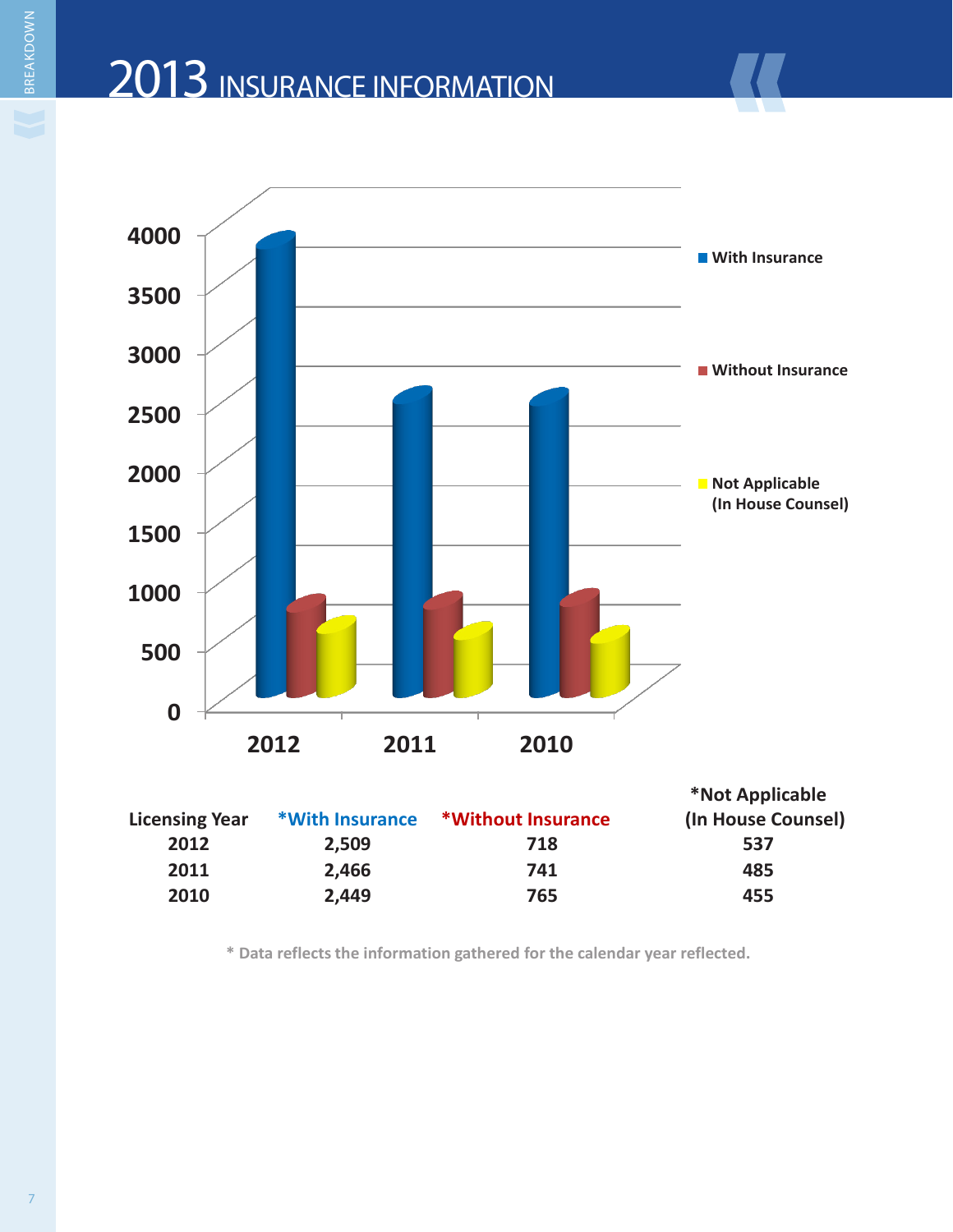# 2013 INSURANCE INFORMATION

| Licensing Year | *With Insurance | *Without Insurance | *Not Applicable (In House Counsel) |
|---|---|---|---|
| 2012 | 2,509 | 718 | 537 |
| 2011 | 2,466 | 741 | 485 |
| 2010 | 2,449 | 765 | 455 |

* Data reflects the information gathered for the calendar year reflected.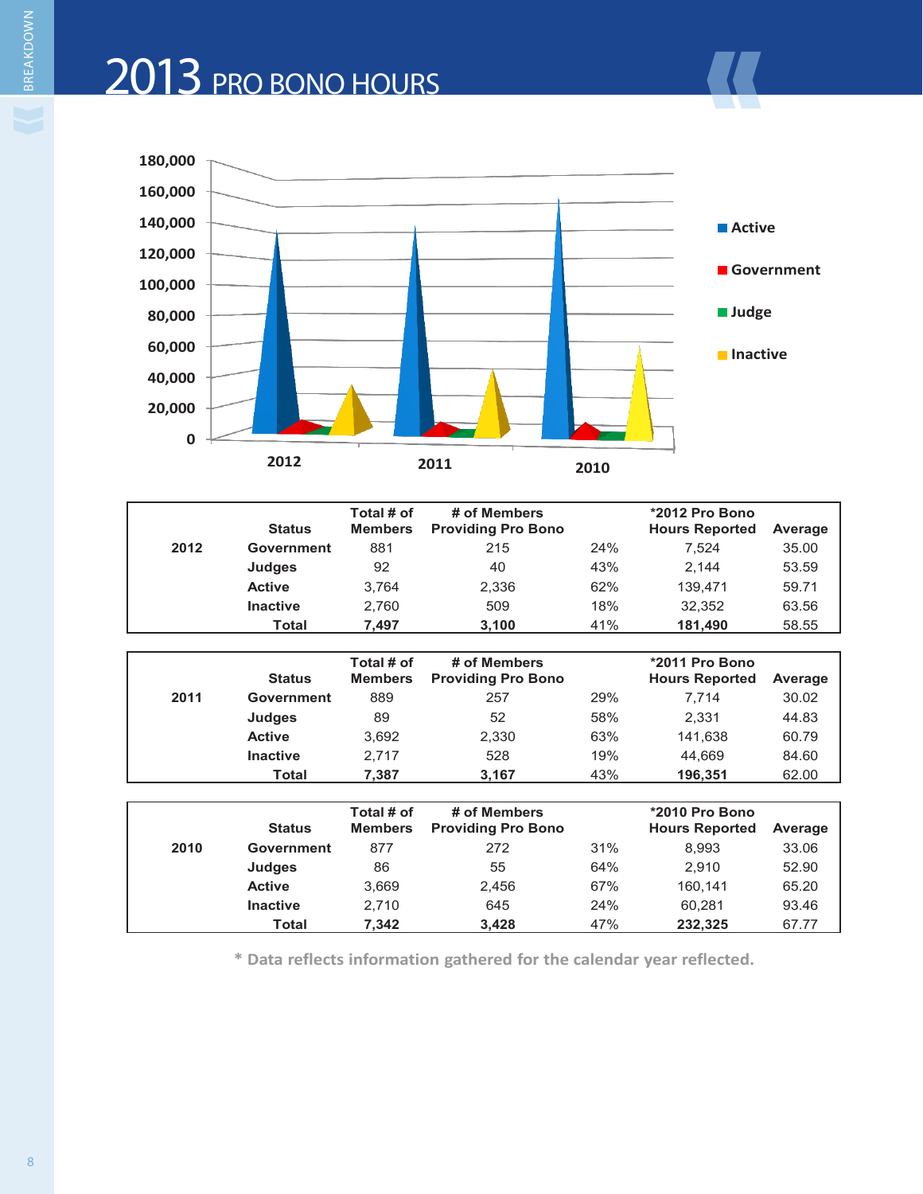# 2013 PRO BONO HOURS

| | Status | Total # of Members | # of Members Providing Pro Bono | | *2012 Pro Bono Hours Reported | Average |
|---|---|---|---|---|---|---|
| **2012** | **Government** | 881 | 215 | 24% | 7,524 | 35.00 |
| | **Judges** | 92 | 40 | 43% | 2,144 | 53.59 |
| | **Active** | 3,764 | 2,336 | 62% | 139,471 | 59.71 |
| | **Inactive** | 2,760 | 509 | 18% | 32,352 | 63.56 |
| | **Total** | **7,497** | **3,100** | 41% | **181,490** | 58.55 |

| | Status | Total # of Members | # of Members Providing Pro Bono | | *2011 Pro Bono Hours Reported | Average |
|---|---|---|---|---|---|---|
| **2011** | **Government** | 889 | 257 | 29% | 7,714 | 30.02 |
| | **Judges** | 89 | 52 | 58% | 2,331 | 44.83 |
| | **Active** | 3,692 | 2,330 | 63% | 141,638 | 60.79 |
| | **Inactive** | 2,717 | 528 | 19% | 44,669 | 84.60 |
| | **Total** | **7,387** | **3,167** | 43% | **196,351** | 62.00 |

| | Status | Total # of Members | # of Members Providing Pro Bono | | *2010 Pro Bono Hours Reported | Average |
|---|---|---|---|---|---|---|
| **2010** | **Government** | 877 | 272 | 31% | 8,993 | 33.06 |
| | **Judges** | 86 | 55 | 64% | 2,910 | 52.90 |
| | **Active** | 3,669 | 2,456 | 67% | 160,141 | 65.20 |
| | **Inactive** | 2,710 | 645 | 24% | 60,281 | 93.46 |
| | **Total** | **7,342** | **3,428** | 47% | **232,325** | 67.77 |

* Data reflects information gathered for the calendar year reflected.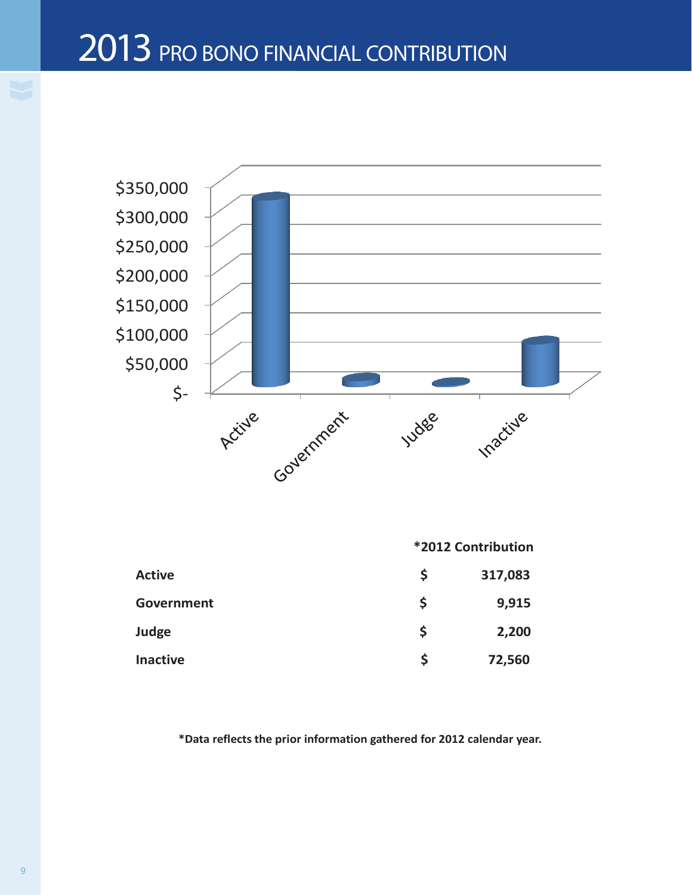# 2013 PRO BONO FINANCIAL CONTRIBUTION

$350,000
$300,000
$250,000
$200,000
$150,000
$100,000
$50,000
$-

Active
Government
Judge
Inactive

| | *2012 Contribution | |
|---|---|---|
| **Active** | **$** | **317,083** |
| **Government** | **$** | **9,915** |
| **Judge** | **$** | **2,200** |
| **Inactive** | **$** | **72,560** |

**\*Data reflects the prior information gathered for 2012 calendar year.**